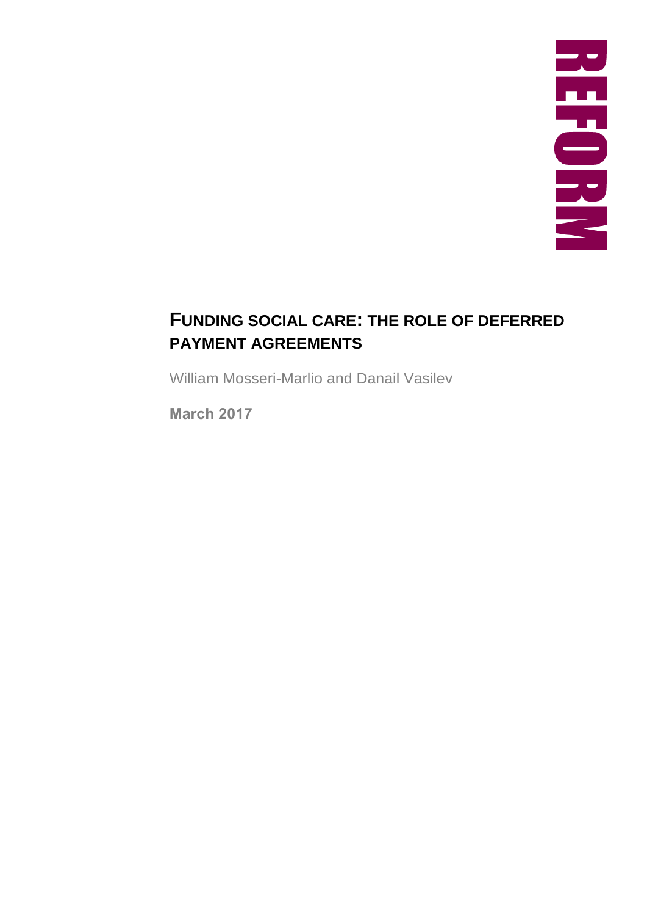REFORM

# FUNDING SOCIAL CARE: THE ROLE OF DEFERRED PAYMENT AGREEMENTS

William Mosseri-Marlio and Danail Vasilev

**March 2017**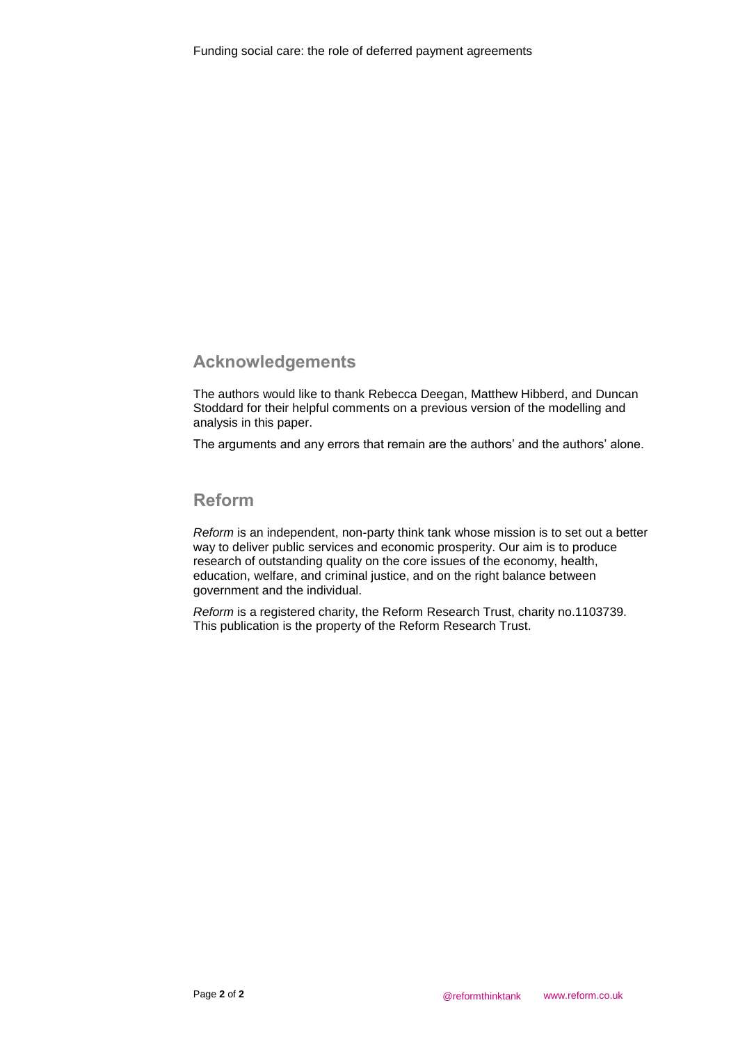## Acknowledgements

The authors would like to thank Rebecca Deegan, Matthew Hibberd, and Duncan Stoddard for their helpful comments on a previous version of the modelling and analysis in this paper.

The arguments and any errors that remain are the authors' and the authors' alone.

## Reform

*Reform* is an independent, non-party think tank whose mission is to set out a better way to deliver public services and economic prosperity. Our aim is to produce research of outstanding quality on the core issues of the economy, health, education, welfare, and criminal justice, and on the right balance between government and the individual.

*Reform* is a registered charity, the Reform Research Trust, charity no.1103739. This publication is the property of the Reform Research Trust.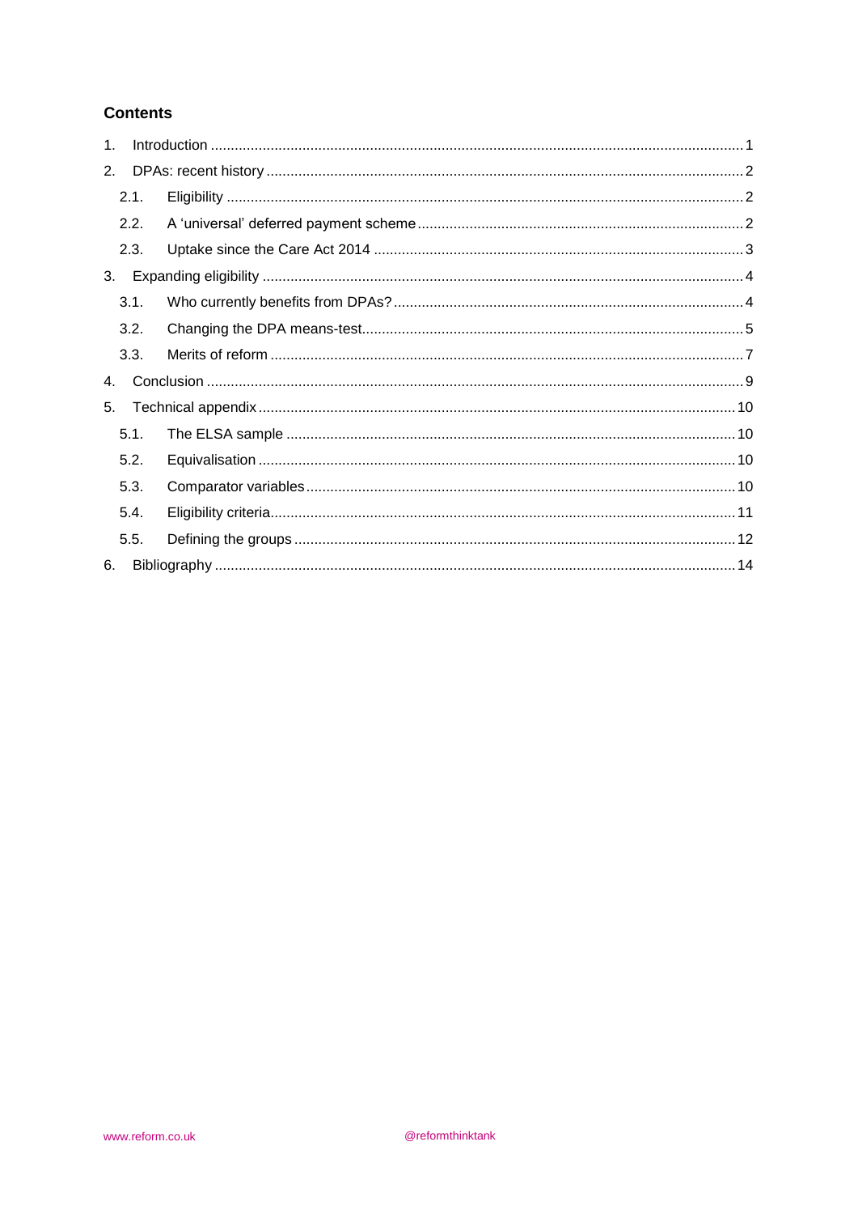## Contents

1. Introduction ........................................................................................................ 1
2. DPAs: recent history ............................................................................................ 2
   - 2.1. Eligibility ..................................................................................................... 2
   - 2.2. A 'universal' deferred payment scheme ........................................................ 2
   - 2.3. Uptake since the Care Act 2014 .................................................................... 3
3. Expanding eligibility ............................................................................................ 4
   - 3.1. Who currently benefits from DPAs? ............................................................... 4
   - 3.2. Changing the DPA means-test ....................................................................... 5
   - 3.3. Merits of reform ........................................................................................... 7
4. Conclusion ........................................................................................................... 9
5. Technical appendix ............................................................................................. 10
   - 5.1. The ELSA sample ........................................................................................ 10
   - 5.2. Equivalisation ............................................................................................. 10
   - 5.3. Comparator variables .................................................................................. 10
   - 5.4. Eligibility criteria ......................................................................................... 11
   - 5.5. Defining the groups ..................................................................................... 12
6. Bibliography ....................................................................................................... 14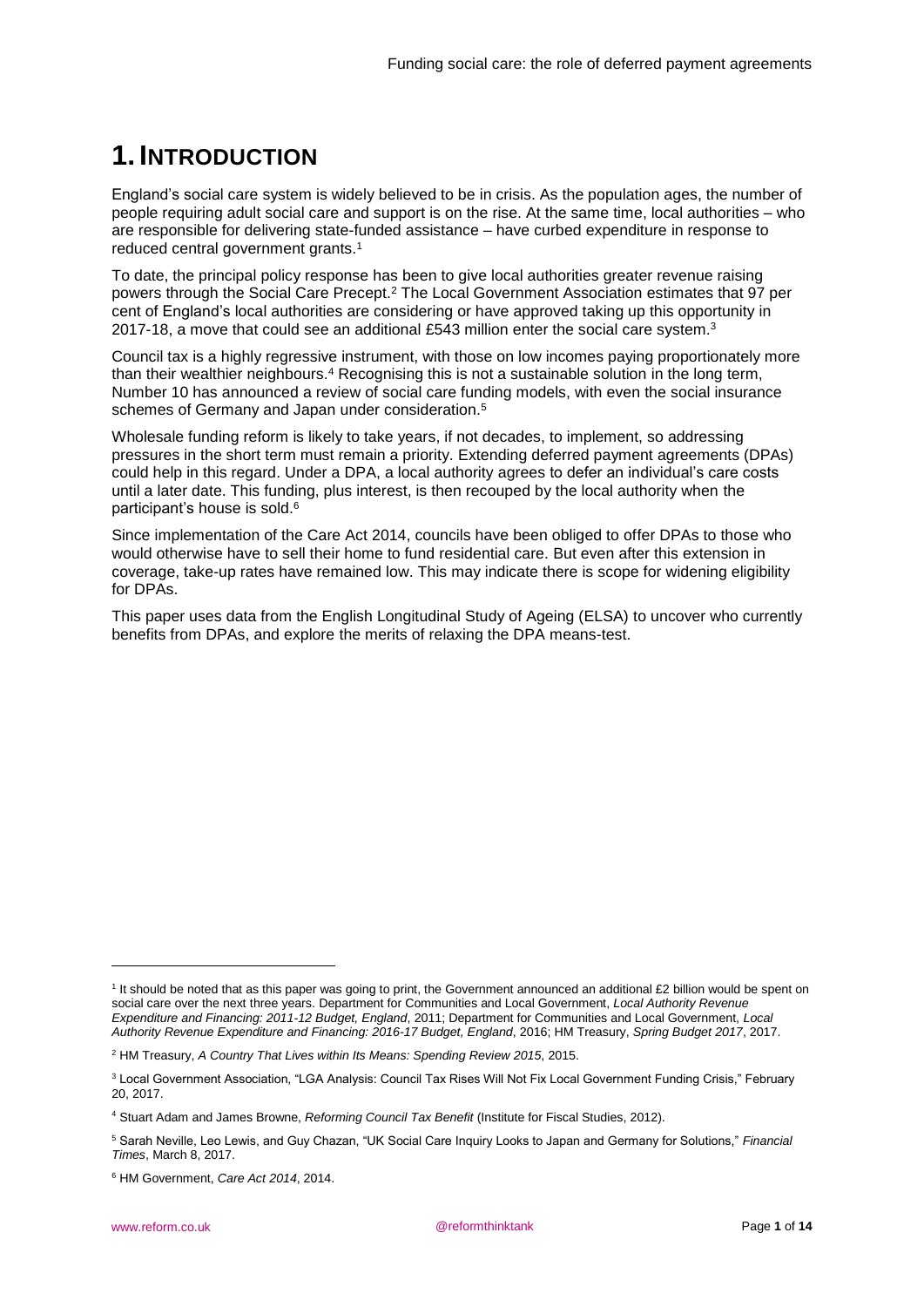# 1. INTRODUCTION

England's social care system is widely believed to be in crisis. As the population ages, the number of people requiring adult social care and support is on the rise. At the same time, local authorities – who are responsible for delivering state-funded assistance – have curbed expenditure in response to reduced central government grants.[1]

To date, the principal policy response has been to give local authorities greater revenue raising powers through the Social Care Precept.[2] The Local Government Association estimates that 97 per cent of England's local authorities are considering or have approved taking up this opportunity in 2017-18, a move that could see an additional £543 million enter the social care system.[3]

Council tax is a highly regressive instrument, with those on low incomes paying proportionately more than their wealthier neighbours.[4] Recognising this is not a sustainable solution in the long term, Number 10 has announced a review of social care funding models, with even the social insurance schemes of Germany and Japan under consideration.[5]

Wholesale funding reform is likely to take years, if not decades, to implement, so addressing pressures in the short term must remain a priority. Extending deferred payment agreements (DPAs) could help in this regard. Under a DPA, a local authority agrees to defer an individual's care costs until a later date. This funding, plus interest, is then recouped by the local authority when the participant's house is sold.[6]

Since implementation of the Care Act 2014, councils have been obliged to offer DPAs to those who would otherwise have to sell their home to fund residential care. But even after this extension in coverage, take-up rates have remained low. This may indicate there is scope for widening eligibility for DPAs.

This paper uses data from the English Longitudinal Study of Ageing (ELSA) to uncover who currently benefits from DPAs, and explore the merits of relaxing the DPA means-test.

---

[1] It should be noted that as this paper was going to print, the Government announced an additional £2 billion would be spent on social care over the next three years. Department for Communities and Local Government, *Local Authority Revenue Expenditure and Financing: 2011-12 Budget, England*, 2011; Department for Communities and Local Government, *Local Authority Revenue Expenditure and Financing: 2016-17 Budget, England*, 2016; HM Treasury, *Spring Budget 2017*, 2017.

[2] HM Treasury, *A Country That Lives within Its Means: Spending Review 2015*, 2015.

[3] Local Government Association, "LGA Analysis: Council Tax Rises Will Not Fix Local Government Funding Crisis," February 20, 2017.

[4] Stuart Adam and James Browne, *Reforming Council Tax Benefit* (Institute for Fiscal Studies, 2012).

[5] Sarah Neville, Leo Lewis, and Guy Chazan, "UK Social Care Inquiry Looks to Japan and Germany for Solutions," *Financial Times*, March 8, 2017.

[6] HM Government, *Care Act 2014*, 2014.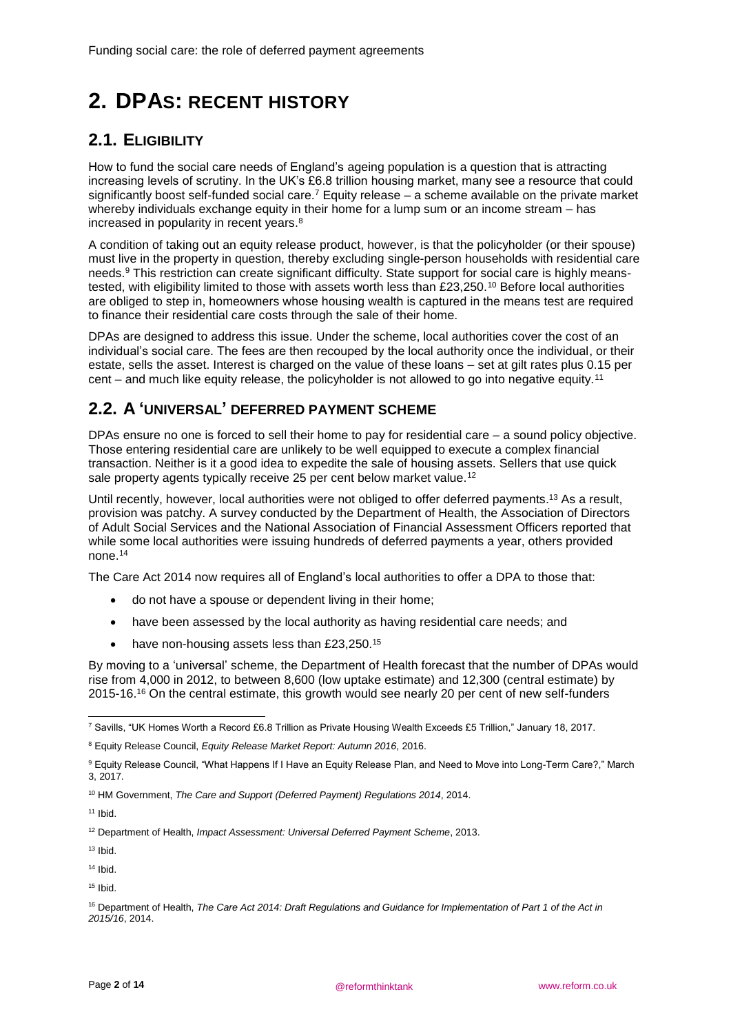# 2. DPAS: RECENT HISTORY

## 2.1. ELIGIBILITY

How to fund the social care needs of England's ageing population is a question that is attracting increasing levels of scrutiny. In the UK's £6.8 trillion housing market, many see a resource that could significantly boost self-funded social care.[7] Equity release – a scheme available on the private market whereby individuals exchange equity in their home for a lump sum or an income stream – has increased in popularity in recent years.[8]

A condition of taking out an equity release product, however, is that the policyholder (or their spouse) must live in the property in question, thereby excluding single-person households with residential care needs.[9] This restriction can create significant difficulty. State support for social care is highly means-tested, with eligibility limited to those with assets worth less than £23,250.[10] Before local authorities are obliged to step in, homeowners whose housing wealth is captured in the means test are required to finance their residential care costs through the sale of their home.

DPAs are designed to address this issue. Under the scheme, local authorities cover the cost of an individual's social care. The fees are then recouped by the local authority once the individual, or their estate, sells the asset. Interest is charged on the value of these loans – set at gilt rates plus 0.15 per cent – and much like equity release, the policyholder is not allowed to go into negative equity.[11]

## 2.2. A 'UNIVERSAL' DEFERRED PAYMENT SCHEME

DPAs ensure no one is forced to sell their home to pay for residential care – a sound policy objective. Those entering residential care are unlikely to be well equipped to execute a complex financial transaction. Neither is it a good idea to expedite the sale of housing assets. Sellers that use quick sale property agents typically receive 25 per cent below market value.[12]

Until recently, however, local authorities were not obliged to offer deferred payments.[13] As a result, provision was patchy. A survey conducted by the Department of Health, the Association of Directors of Adult Social Services and the National Association of Financial Assessment Officers reported that while some local authorities were issuing hundreds of deferred payments a year, others provided none.[14]

The Care Act 2014 now requires all of England's local authorities to offer a DPA to those that:

- do not have a spouse or dependent living in their home;
- have been assessed by the local authority as having residential care needs; and
- have non-housing assets less than £23,250.[15]

By moving to a 'universal' scheme, the Department of Health forecast that the number of DPAs would rise from 4,000 in 2012, to between 8,600 (low uptake estimate) and 12,300 (central estimate) by 2015-16.[16] On the central estimate, this growth would see nearly 20 per cent of new self-funders

---

[7] Savills, "UK Homes Worth a Record £6.8 Trillion as Private Housing Wealth Exceeds £5 Trillion," January 18, 2017.

[8] Equity Release Council, *Equity Release Market Report: Autumn 2016*, 2016.

[9] Equity Release Council, "What Happens If I Have an Equity Release Plan, and Need to Move into Long-Term Care?," March 3, 2017.

[10] HM Government, *The Care and Support (Deferred Payment) Regulations 2014*, 2014.

[11] Ibid.

[12] Department of Health, *Impact Assessment: Universal Deferred Payment Scheme*, 2013.

[13] Ibid.

[14] Ibid.

[15] Ibid.

[16] Department of Health, *The Care Act 2014: Draft Regulations and Guidance for Implementation of Part 1 of the Act in 2015/16*, 2014.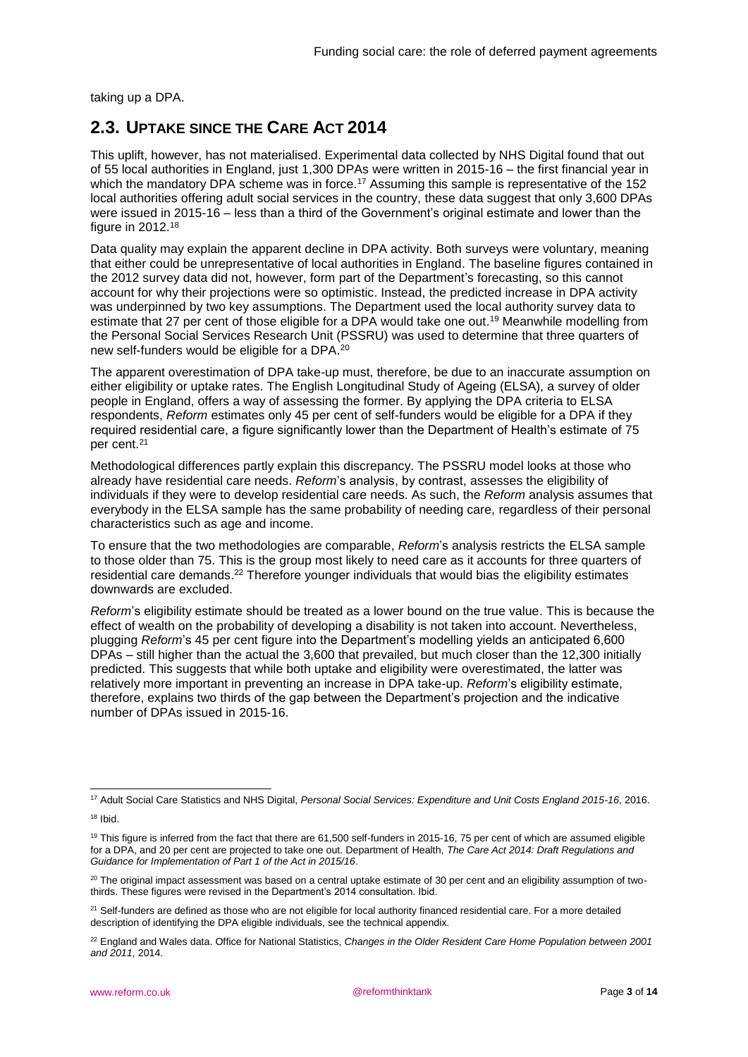taking up a DPA.

## 2.3. Uptake since the Care Act 2014

This uplift, however, has not materialised. Experimental data collected by NHS Digital found that out of 55 local authorities in England, just 1,300 DPAs were written in 2015-16 – the first financial year in which the mandatory DPA scheme was in force.[17] Assuming this sample is representative of the 152 local authorities offering adult social services in the country, these data suggest that only 3,600 DPAs were issued in 2015-16 – less than a third of the Government's original estimate and lower than the figure in 2012.[18]

Data quality may explain the apparent decline in DPA activity. Both surveys were voluntary, meaning that either could be unrepresentative of local authorities in England. The baseline figures contained in the 2012 survey data did not, however, form part of the Department's forecasting, so this cannot account for why their projections were so optimistic. Instead, the predicted increase in DPA activity was underpinned by two key assumptions. The Department used the local authority survey data to estimate that 27 per cent of those eligible for a DPA would take one out.[19] Meanwhile modelling from the Personal Social Services Research Unit (PSSRU) was used to determine that three quarters of new self-funders would be eligible for a DPA.[20]

The apparent overestimation of DPA take-up must, therefore, be due to an inaccurate assumption on either eligibility or uptake rates. The English Longitudinal Study of Ageing (ELSA), a survey of older people in England, offers a way of assessing the former. By applying the DPA criteria to ELSA respondents, *Reform* estimates only 45 per cent of self-funders would be eligible for a DPA if they required residential care, a figure significantly lower than the Department of Health's estimate of 75 per cent.[21]

Methodological differences partly explain this discrepancy. The PSSRU model looks at those who already have residential care needs. *Reform*'s analysis, by contrast, assesses the eligibility of individuals if they were to develop residential care needs. As such, the *Reform* analysis assumes that everybody in the ELSA sample has the same probability of needing care, regardless of their personal characteristics such as age and income.

To ensure that the two methodologies are comparable, *Reform*'s analysis restricts the ELSA sample to those older than 75. This is the group most likely to need care as it accounts for three quarters of residential care demands.[22] Therefore younger individuals that would bias the eligibility estimates downwards are excluded.

*Reform*'s eligibility estimate should be treated as a lower bound on the true value. This is because the effect of wealth on the probability of developing a disability is not taken into account. Nevertheless, plugging *Reform*'s 45 per cent figure into the Department's modelling yields an anticipated 6,600 DPAs – still higher than the actual the 3,600 that prevailed, but much closer than the 12,300 initially predicted. This suggests that while both uptake and eligibility were overestimated, the latter was relatively more important in preventing an increase in DPA take-up. *Reform*'s eligibility estimate, therefore, explains two thirds of the gap between the Department's projection and the indicative number of DPAs issued in 2015-16.

---

[17] Adult Social Care Statistics and NHS Digital, *Personal Social Services: Expenditure and Unit Costs England 2015-16*, 2016.

[18] Ibid.

[19] This figure is inferred from the fact that there are 61,500 self-funders in 2015-16, 75 per cent of which are assumed eligible for a DPA, and 20 per cent are projected to take one out. Department of Health, *The Care Act 2014: Draft Regulations and Guidance for Implementation of Part 1 of the Act in 2015/16*.

[20] The original impact assessment was based on a central uptake estimate of 30 per cent and an eligibility assumption of two-thirds. These figures were revised in the Department's 2014 consultation. Ibid.

[21] Self-funders are defined as those who are not eligible for local authority financed residential care. For a more detailed description of identifying the DPA eligible individuals, see the technical appendix.

[22] England and Wales data. Office for National Statistics, *Changes in the Older Resident Care Home Population between 2001 and 2011*, 2014.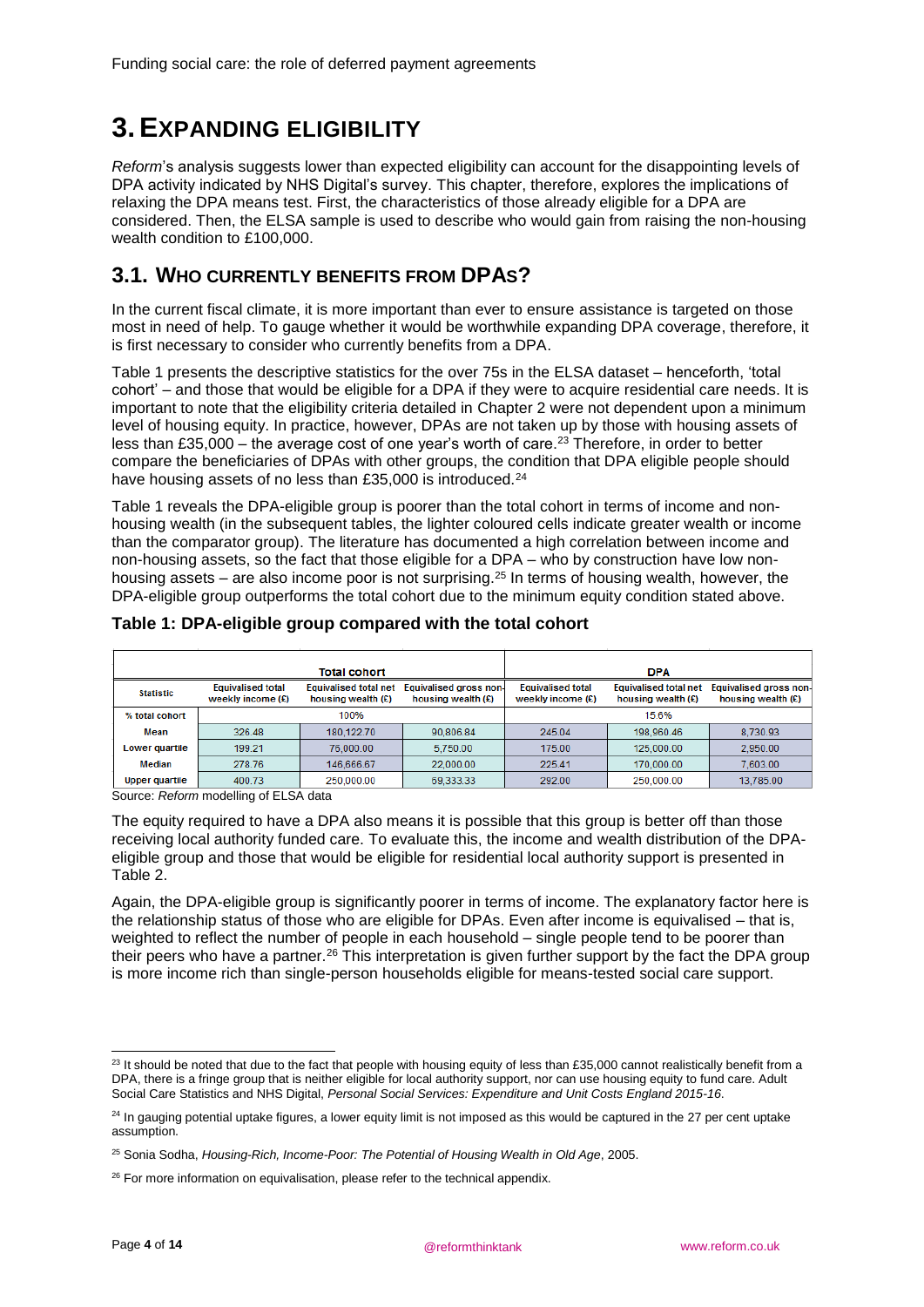# 3. EXPANDING ELIGIBILITY

*Reform*'s analysis suggests lower than expected eligibility can account for the disappointing levels of DPA activity indicated by NHS Digital's survey. This chapter, therefore, explores the implications of relaxing the DPA means test. First, the characteristics of those already eligible for a DPA are considered. Then, the ELSA sample is used to describe who would gain from raising the non-housing wealth condition to £100,000.

## 3.1. WHO CURRENTLY BENEFITS FROM DPAS?

In the current fiscal climate, it is more important than ever to ensure assistance is targeted on those most in need of help. To gauge whether it would be worthwhile expanding DPA coverage, therefore, it is first necessary to consider who currently benefits from a DPA.

Table 1 presents the descriptive statistics for the over 75s in the ELSA dataset – henceforth, 'total cohort' – and those that would be eligible for a DPA if they were to acquire residential care needs. It is important to note that the eligibility criteria detailed in Chapter 2 were not dependent upon a minimum level of housing equity. In practice, however, DPAs are not taken up by those with housing assets of less than £35,000 – the average cost of one year's worth of care.[23] Therefore, in order to better compare the beneficiaries of DPAs with other groups, the condition that DPA eligible people should have housing assets of no less than £35,000 is introduced.[24]

Table 1 reveals the DPA-eligible group is poorer than the total cohort in terms of income and non-housing wealth (in the subsequent tables, the lighter coloured cells indicate greater wealth or income than the comparator group). The literature has documented a high correlation between income and non-housing assets, so the fact that those eligible for a DPA – who by construction have low non-housing assets – are also income poor is not surprising.[25] In terms of housing wealth, however, the DPA-eligible group outperforms the total cohort due to the minimum equity condition stated above.

### Table 1: DPA-eligible group compared with the total cohort

| | Total cohort | | | DPA | | |
|---|---|---|---|---|---|---|
| **Statistic** | **Equivalised total weekly income (£)** | **Equivalised total net housing wealth (£)** | **Equivalised gross non-housing wealth (£)** | **Equivalised total weekly income (£)** | **Equivalised total net housing wealth (£)** | **Equivalised gross non-housing wealth (£)** |
| **% total cohort** | 100% | | | 15.6% | | |
| **Mean** | 326.48 | 180,122.70 | 90,806.84 | 245.04 | 198,960.46 | 8,730.93 |
| **Lower quartile** | 199.21 | 75,000.00 | 5,750.00 | 175.00 | 125,000.00 | 2,950.00 |
| **Median** | 278.76 | 146,666.67 | 22,000.00 | 225.41 | 170,000.00 | 7,603.00 |
| **Upper quartile** | 400.73 | 250,000.00 | 69,333.33 | 292.00 | 250,000.00 | 13,785.00 |

Source: *Reform* modelling of ELSA data

The equity required to have a DPA also means it is possible that this group is better off than those receiving local authority funded care. To evaluate this, the income and wealth distribution of the DPA-eligible group and those that would be eligible for residential local authority support is presented in Table 2.

Again, the DPA-eligible group is significantly poorer in terms of income. The explanatory factor here is the relationship status of those who are eligible for DPAs. Even after income is equivalised – that is, weighted to reflect the number of people in each household – single people tend to be poorer than their peers who have a partner.[26] This interpretation is given further support by the fact the DPA group is more income rich than single-person households eligible for means-tested social care support.

---

[23] It should be noted that due to the fact that people with housing equity of less than £35,000 cannot realistically benefit from a DPA, there is a fringe group that is neither eligible for local authority support, nor can use housing equity to fund care. Adult Social Care Statistics and NHS Digital, *Personal Social Services: Expenditure and Unit Costs England 2015-16*.

[24] In gauging potential uptake figures, a lower equity limit is not imposed as this would be captured in the 27 per cent uptake assumption.

[25] Sonia Sodha, *Housing-Rich, Income-Poor: The Potential of Housing Wealth in Old Age*, 2005.

[26] For more information on equivalisation, please refer to the technical appendix.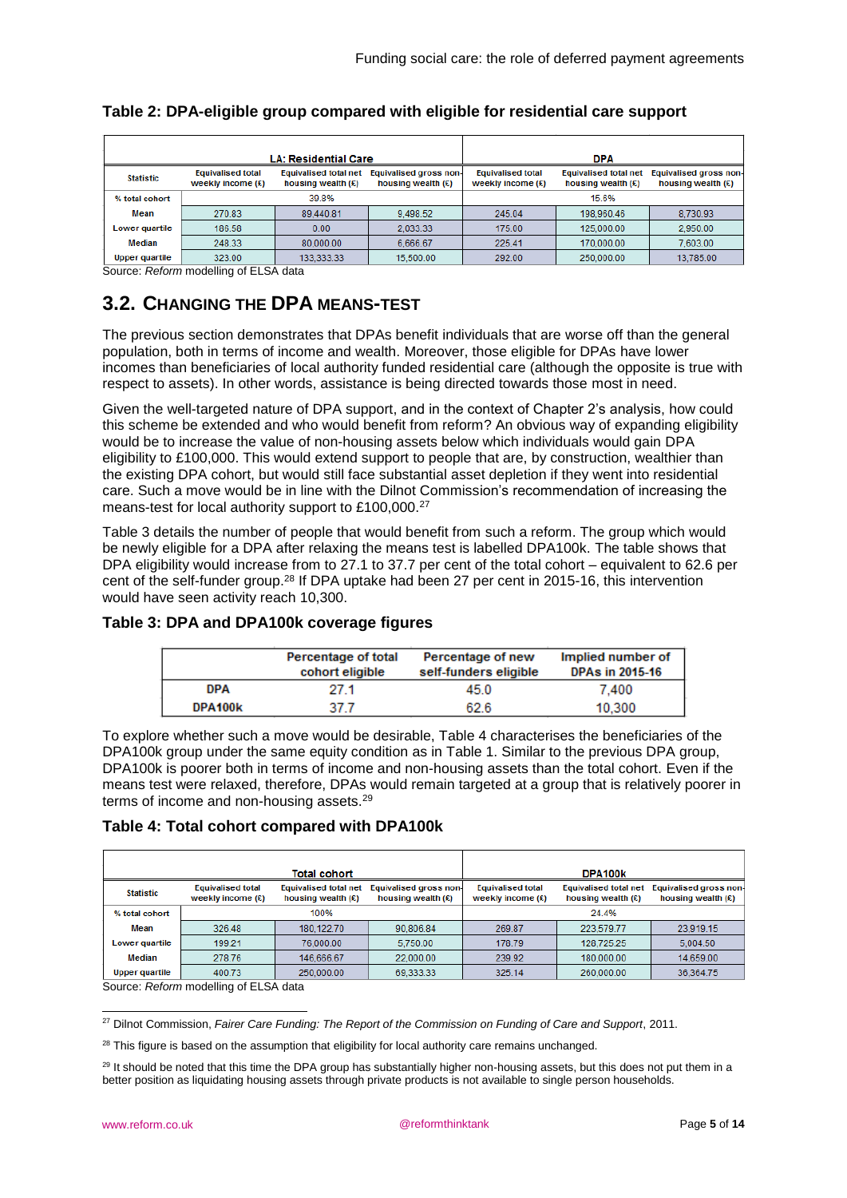## Table 2: DPA-eligible group compared with eligible for residential care support

| Statistic | LA: Residential Care | | | DPA | | |
|---|---|---|---|---|---|---|
| | Equivalised total weekly income (£) | Equivalised total net housing wealth (£) | Equivalised gross non-housing wealth (£) | Equivalised total weekly income (£) | Equivalised total net housing wealth (£) | Equivalised gross non-housing wealth (£) |
| % total cohort | 39.8% | | | 15.6% | | |
| Mean | 270.83 | 89,440.81 | 9,498.52 | 245.04 | 198,960.46 | 8,730.93 |
| Lower quartile | 186.58 | 0.00 | 2,033.33 | 175.00 | 125,000.00 | 2,950.00 |
| Median | 248.33 | 80,000.00 | 6,666.67 | 225.41 | 170,000.00 | 7,603.00 |
| Upper quartile | 323.00 | 133,333.33 | 15,500.00 | 292.00 | 250,000.00 | 13,785.00 |

Source: *Reform* modelling of ELSA data

## 3.2. Changing the DPA means-test

The previous section demonstrates that DPAs benefit individuals that are worse off than the general population, both in terms of income and wealth. Moreover, those eligible for DPAs have lower incomes than beneficiaries of local authority funded residential care (although the opposite is true with respect to assets). In other words, assistance is being directed towards those most in need.

Given the well-targeted nature of DPA support, and in the context of Chapter 2's analysis, how could this scheme be extended and who would benefit from reform? An obvious way of expanding eligibility would be to increase the value of non-housing assets below which individuals would gain DPA eligibility to £100,000. This would extend support to people that are, by construction, wealthier than the existing DPA cohort, but would still face substantial asset depletion if they went into residential care. Such a move would be in line with the Dilnot Commission's recommendation of increasing the means-test for local authority support to £100,000.[27]

Table 3 details the number of people that would benefit from such a reform. The group which would be newly eligible for a DPA after relaxing the means test is labelled DPA100k. The table shows that DPA eligibility would increase from to 27.1 to 37.7 per cent of the total cohort – equivalent to 62.6 per cent of the self-funder group.[28] If DPA uptake had been 27 per cent in 2015-16, this intervention would have seen activity reach 10,300.

## Table 3: DPA and DPA100k coverage figures

| | Percentage of total cohort eligible | Percentage of new self-funders eligible | Implied number of DPAs in 2015-16 |
|---|---|---|---|
| DPA | 27.1 | 45.0 | 7,400 |
| DPA100k | 37.7 | 62.6 | 10,300 |

To explore whether such a move would be desirable, Table 4 characterises the beneficiaries of the DPA100k group under the same equity condition as in Table 1. Similar to the previous DPA group, DPA100k is poorer both in terms of income and non-housing assets than the total cohort. Even if the means test were relaxed, therefore, DPAs would remain targeted at a group that is relatively poorer in terms of income and non-housing assets.[29]

## Table 4: Total cohort compared with DPA100k

| Statistic | Total cohort | | | DPA100k | | |
|---|---|---|---|---|---|---|
| | Equivalised total weekly income (£) | Equivalised total net housing wealth (£) | Equivalised gross non-housing wealth (£) | Equivalised total weekly income (£) | Equivalised total net housing wealth (£) | Equivalised gross non-housing wealth (£) |
| % total cohort | 100% | | | 24.4% | | |
| Mean | 326.48 | 180,122.70 | 90,806.84 | 269.87 | 223,579.77 | 23,919.15 |
| Lower quartile | 199.21 | 76,000.00 | 5,750.00 | 178.79 | 128,725.25 | 5,004.50 |
| Median | 278.76 | 146,666.67 | 22,000.00 | 239.92 | 180,000.00 | 14,659.00 |
| Upper quartile | 400.73 | 250,000.00 | 69,333.33 | 325.14 | 260,000.00 | 36,364.75 |

Source: *Reform* modelling of ELSA data

[27] Dilnot Commission, *Fairer Care Funding: The Report of the Commission on Funding of Care and Support*, 2011.

[28] This figure is based on the assumption that eligibility for local authority care remains unchanged.

[29] It should be noted that this time the DPA group has substantially higher non-housing assets, but this does not put them in a better position as liquidating housing assets through private products is not available to single person households.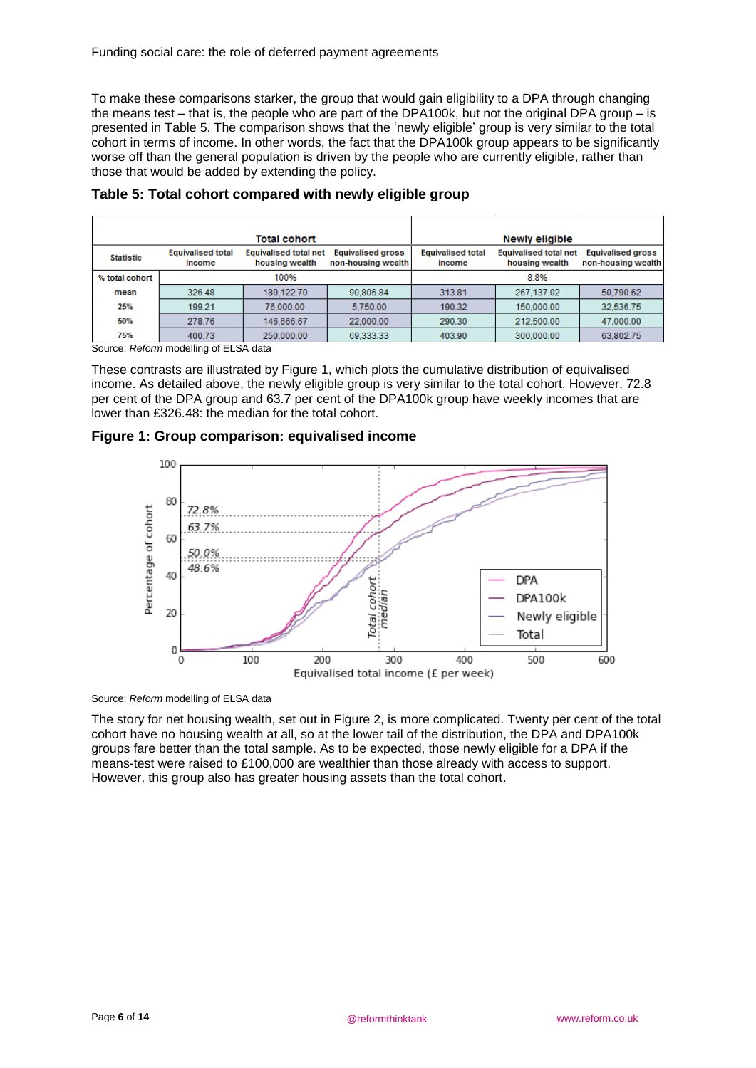To make these comparisons starker, the group that would gain eligibility to a DPA through changing the means test – that is, the people who are part of the DPA100k, but not the original DPA group – is presented in Table 5. The comparison shows that the 'newly eligible' group is very similar to the total cohort in terms of income. In other words, the fact that the DPA100k group appears to be significantly worse off than the general population is driven by the people who are currently eligible, rather than those that would be added by extending the policy.

### Table 5: Total cohort compared with newly eligible group

| | Total cohort | | | Newly eligible | | |
|---|---|---|---|---|---|---|
| Statistic | Equivalised total income | Equivalised total net housing wealth | Equivalised gross non-housing wealth | Equivalised total income | Equivalised total net housing wealth | Equivalised gross non-housing wealth |
| % total cohort | 100% | | | 8.8% | | |
| mean | 326.48 | 180,122.70 | 90,806.84 | 313.81 | 267,137.02 | 50,790.62 |
| 25% | 199.21 | 76,000.00 | 5,750.00 | 190.32 | 150,000.00 | 32,536.75 |
| 50% | 278.76 | 146,666.67 | 22,000.00 | 290.30 | 212,500.00 | 47,000.00 |
| 75% | 400.73 | 250,000.00 | 69,333.33 | 403.90 | 300,000.00 | 63,802.75 |

Source: *Reform* modelling of ELSA data

These contrasts are illustrated by Figure 1, which plots the cumulative distribution of equivalised income. As detailed above, the newly eligible group is very similar to the total cohort. However, 72.8 per cent of the DPA group and 63.7 per cent of the DPA100k group have weekly incomes that are lower than £326.48: the median for the total cohort.

### Figure 1: Group comparison: equivalised income

Source: *Reform* modelling of ELSA data

The story for net housing wealth, set out in Figure 2, is more complicated. Twenty per cent of the total cohort have no housing wealth at all, so at the lower tail of the distribution, the DPA and DPA100k groups fare better than the total sample. As to be expected, those newly eligible for a DPA if the means-test were raised to £100,000 are wealthier than those already with access to support. However, this group also has greater housing assets than the total cohort.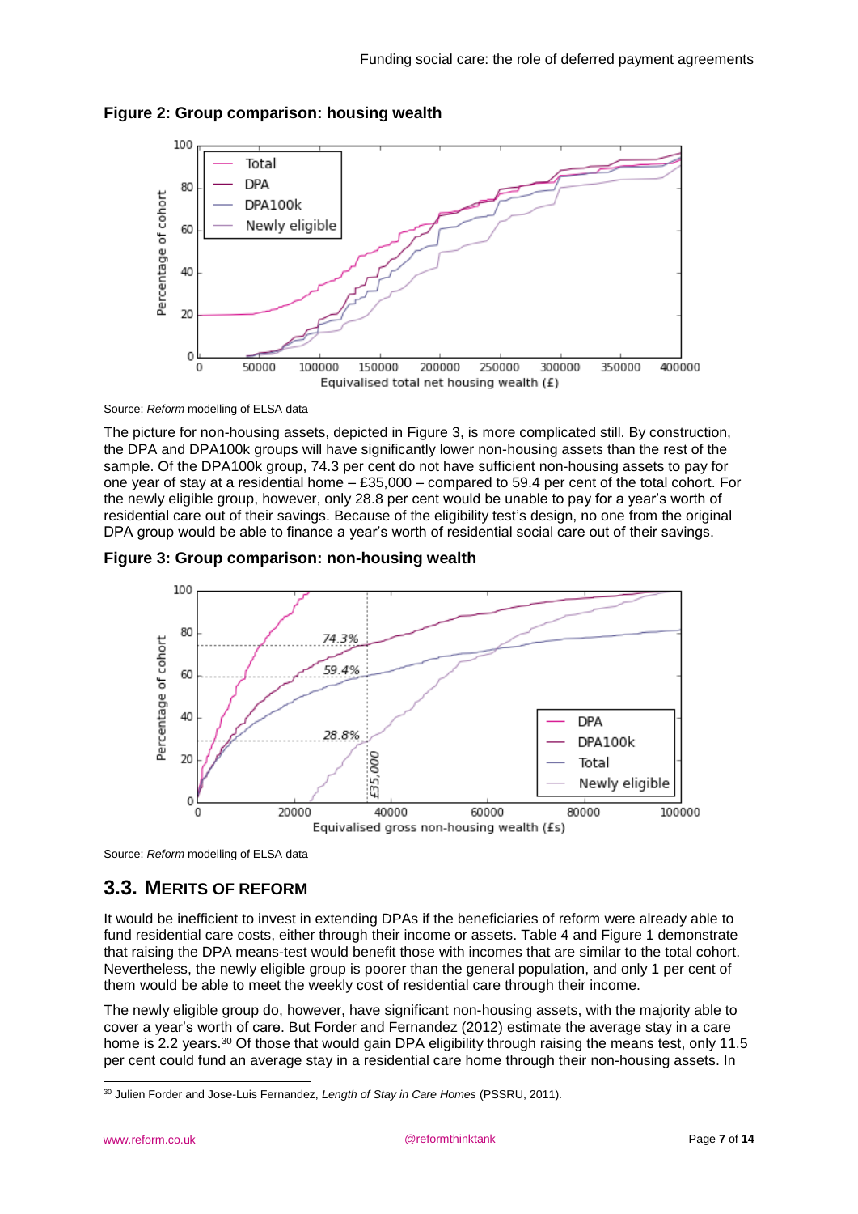**Figure 2: Group comparison: housing wealth**

Source: *Reform* modelling of ELSA data

The picture for non-housing assets, depicted in Figure 3, is more complicated still. By construction, the DPA and DPA100k groups will have significantly lower non-housing assets than the rest of the sample. Of the DPA100k group, 74.3 per cent do not have sufficient non-housing assets to pay for one year of stay at a residential home – £35,000 – compared to 59.4 per cent of the total cohort. For the newly eligible group, however, only 28.8 per cent would be unable to pay for a year's worth of residential care out of their savings. Because of the eligibility test's design, no one from the original DPA group would be able to finance a year's worth of residential social care out of their savings.

**Figure 3: Group comparison: non-housing wealth**

Source: *Reform* modelling of ELSA data

## 3.3. Merits of reform

It would be inefficient to invest in extending DPAs if the beneficiaries of reform were already able to fund residential care costs, either through their income or assets. Table 4 and Figure 1 demonstrate that raising the DPA means-test would benefit those with incomes that are similar to the total cohort. Nevertheless, the newly eligible group is poorer than the general population, and only 1 per cent of them would be able to meet the weekly cost of residential care through their income.

The newly eligible group do, however, have significant non-housing assets, with the majority able to cover a year's worth of care. But Forder and Fernandez (2012) estimate the average stay in a care home is 2.2 years.[30] Of those that would gain DPA eligibility through raising the means test, only 11.5 per cent could fund an average stay in a residential care home through their non-housing assets. In

[30] Julien Forder and Jose-Luis Fernandez, *Length of Stay in Care Homes* (PSSRU, 2011).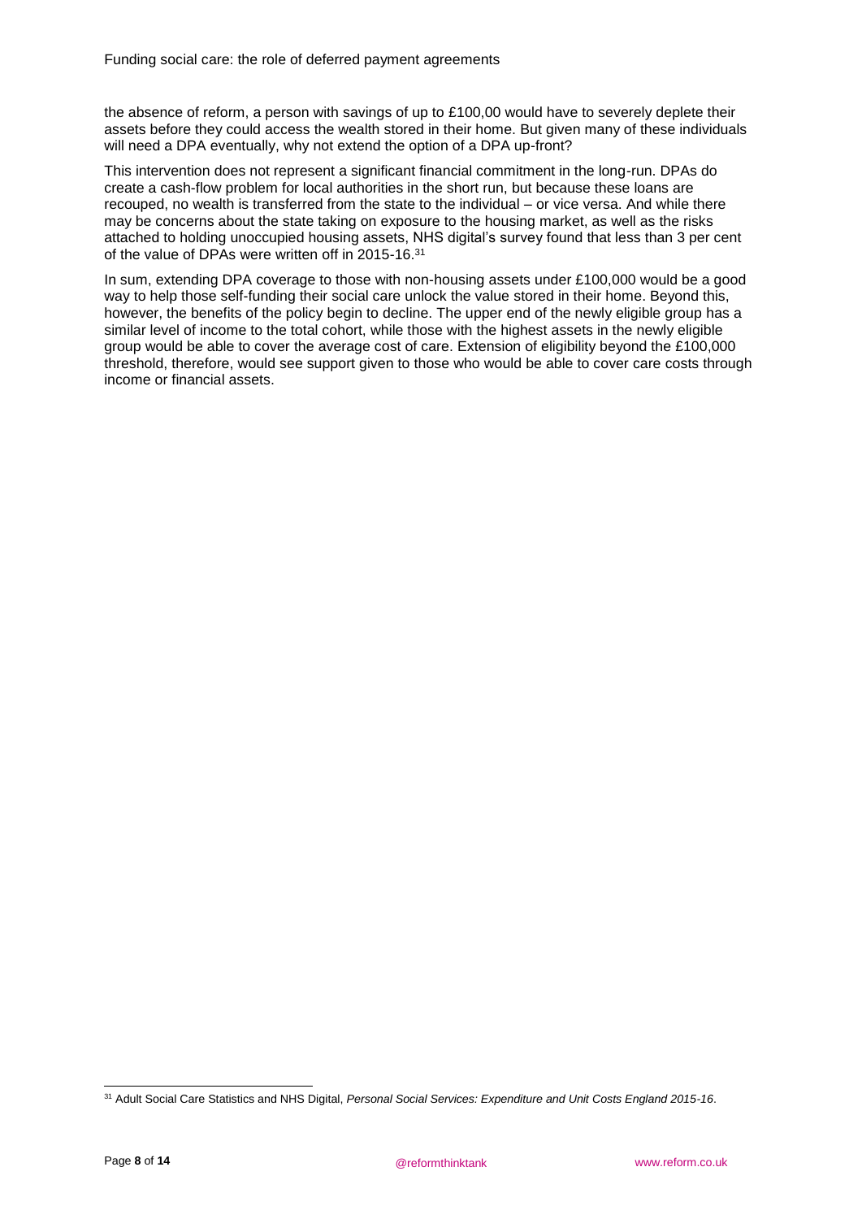the absence of reform, a person with savings of up to £100,00 would have to severely deplete their assets before they could access the wealth stored in their home. But given many of these individuals will need a DPA eventually, why not extend the option of a DPA up-front?

This intervention does not represent a significant financial commitment in the long-run. DPAs do create a cash-flow problem for local authorities in the short run, but because these loans are recouped, no wealth is transferred from the state to the individual – or vice versa. And while there may be concerns about the state taking on exposure to the housing market, as well as the risks attached to holding unoccupied housing assets, NHS digital's survey found that less than 3 per cent of the value of DPAs were written off in 2015-16.[31]

In sum, extending DPA coverage to those with non-housing assets under £100,000 would be a good way to help those self-funding their social care unlock the value stored in their home. Beyond this, however, the benefits of the policy begin to decline. The upper end of the newly eligible group has a similar level of income to the total cohort, while those with the highest assets in the newly eligible group would be able to cover the average cost of care. Extension of eligibility beyond the £100,000 threshold, therefore, would see support given to those who would be able to cover care costs through income or financial assets.

[31] Adult Social Care Statistics and NHS Digital, *Personal Social Services: Expenditure and Unit Costs England 2015-16*.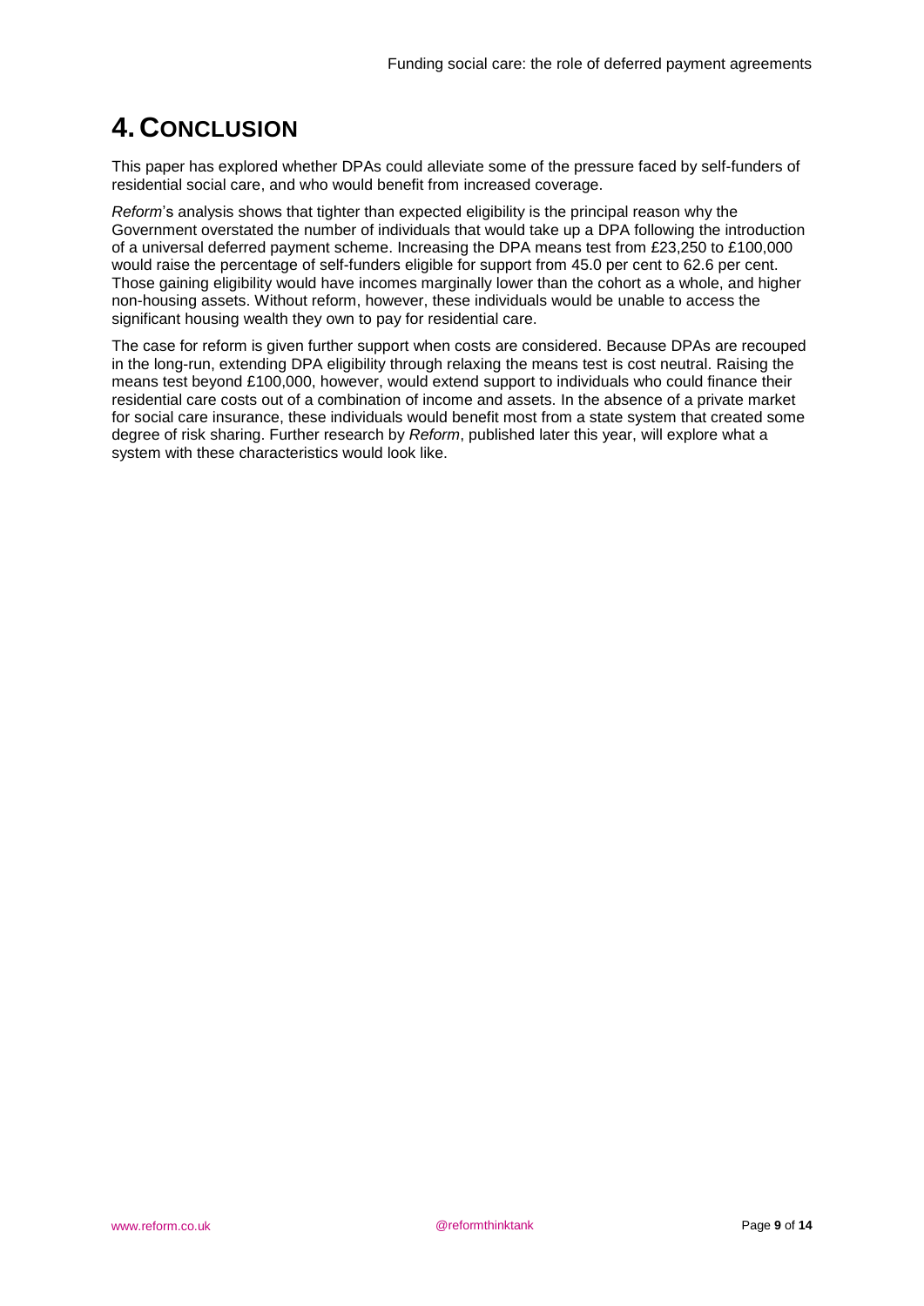# 4. Conclusion

This paper has explored whether DPAs could alleviate some of the pressure faced by self-funders of residential social care, and who would benefit from increased coverage.

*Reform*'s analysis shows that tighter than expected eligibility is the principal reason why the Government overstated the number of individuals that would take up a DPA following the introduction of a universal deferred payment scheme. Increasing the DPA means test from £23,250 to £100,000 would raise the percentage of self-funders eligible for support from 45.0 per cent to 62.6 per cent. Those gaining eligibility would have incomes marginally lower than the cohort as a whole, and higher non-housing assets. Without reform, however, these individuals would be unable to access the significant housing wealth they own to pay for residential care.

The case for reform is given further support when costs are considered. Because DPAs are recouped in the long-run, extending DPA eligibility through relaxing the means test is cost neutral. Raising the means test beyond £100,000, however, would extend support to individuals who could finance their residential care costs out of a combination of income and assets. In the absence of a private market for social care insurance, these individuals would benefit most from a state system that created some degree of risk sharing. Further research by *Reform*, published later this year, will explore what a system with these characteristics would look like.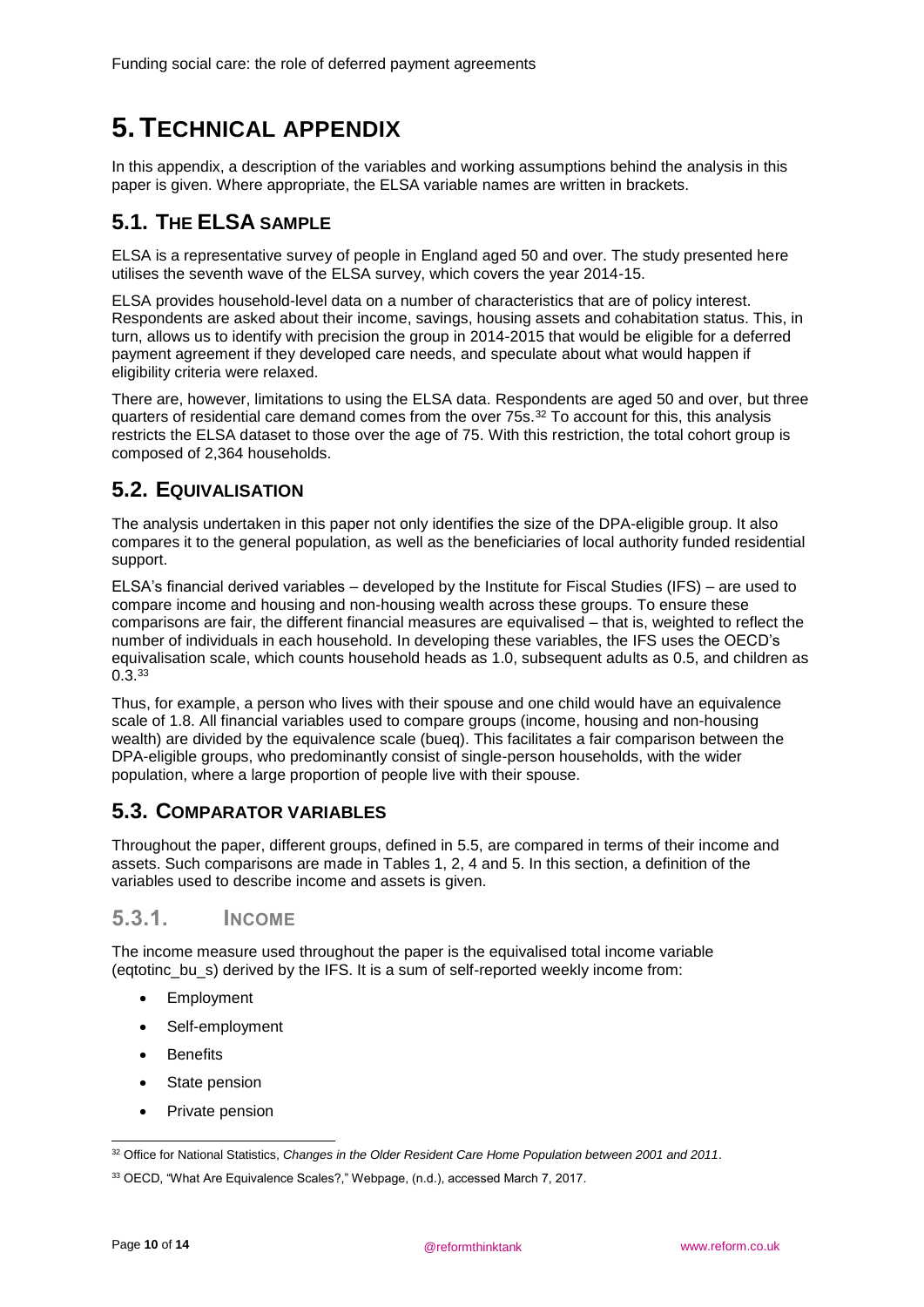# 5. TECHNICAL APPENDIX

In this appendix, a description of the variables and working assumptions behind the analysis in this paper is given. Where appropriate, the ELSA variable names are written in brackets.

## 5.1. THE ELSA SAMPLE

ELSA is a representative survey of people in England aged 50 and over. The study presented here utilises the seventh wave of the ELSA survey, which covers the year 2014-15.

ELSA provides household-level data on a number of characteristics that are of policy interest. Respondents are asked about their income, savings, housing assets and cohabitation status. This, in turn, allows us to identify with precision the group in 2014-2015 that would be eligible for a deferred payment agreement if they developed care needs, and speculate about what would happen if eligibility criteria were relaxed.

There are, however, limitations to using the ELSA data. Respondents are aged 50 and over, but three quarters of residential care demand comes from the over 75s.[32] To account for this, this analysis restricts the ELSA dataset to those over the age of 75. With this restriction, the total cohort group is composed of 2,364 households.

## 5.2. EQUIVALISATION

The analysis undertaken in this paper not only identifies the size of the DPA-eligible group. It also compares it to the general population, as well as the beneficiaries of local authority funded residential support.

ELSA's financial derived variables – developed by the Institute for Fiscal Studies (IFS) – are used to compare income and housing and non-housing wealth across these groups. To ensure these comparisons are fair, the different financial measures are equivalised – that is, weighted to reflect the number of individuals in each household. In developing these variables, the IFS uses the OECD's equivalisation scale, which counts household heads as 1.0, subsequent adults as 0.5, and children as 0.3.[33]

Thus, for example, a person who lives with their spouse and one child would have an equivalence scale of 1.8. All financial variables used to compare groups (income, housing and non-housing wealth) are divided by the equivalence scale (bueq). This facilitates a fair comparison between the DPA-eligible groups, who predominantly consist of single-person households, with the wider population, where a large proportion of people live with their spouse.

## 5.3. COMPARATOR VARIABLES

Throughout the paper, different groups, defined in 5.5, are compared in terms of their income and assets. Such comparisons are made in Tables 1, 2, 4 and 5. In this section, a definition of the variables used to describe income and assets is given.

### 5.3.1. INCOME

The income measure used throughout the paper is the equivalised total income variable (eqtotinc_bu_s) derived by the IFS. It is a sum of self-reported weekly income from:

- Employment
- Self-employment
- Benefits
- State pension
- Private pension

---

[32] Office for National Statistics, *Changes in the Older Resident Care Home Population between 2001 and 2011*.

[33] OECD, "What Are Equivalence Scales?," Webpage, (n.d.), accessed March 7, 2017.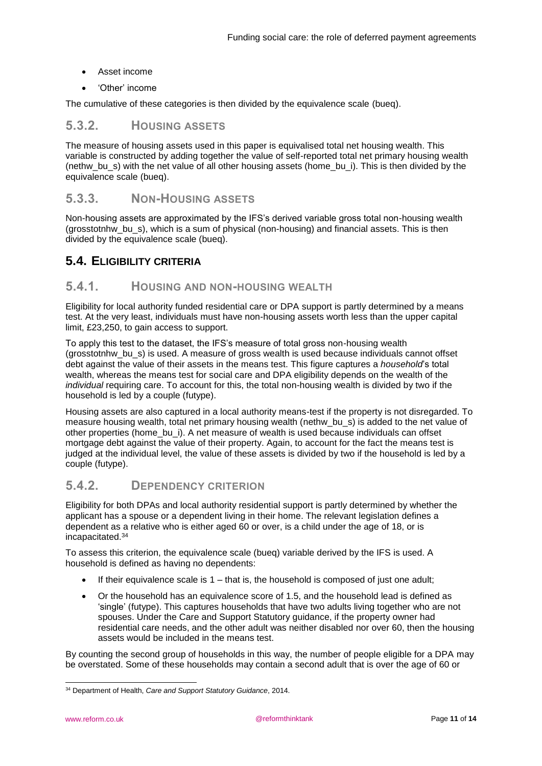- Asset income
- 'Other' income

The cumulative of these categories is then divided by the equivalence scale (bueq).

### 5.3.2. Housing assets

The measure of housing assets used in this paper is equivalised total net housing wealth. This variable is constructed by adding together the value of self-reported total net primary housing wealth (nethw_bu_s) with the net value of all other housing assets (home_bu_i). This is then divided by the equivalence scale (bueq).

### 5.3.3. Non-Housing assets

Non-housing assets are approximated by the IFS's derived variable gross total non-housing wealth (grosstotnhw_bu_s), which is a sum of physical (non-housing) and financial assets. This is then divided by the equivalence scale (bueq).

## 5.4. Eligibility criteria

### 5.4.1. Housing and non-housing wealth

Eligibility for local authority funded residential care or DPA support is partly determined by a means test. At the very least, individuals must have non-housing assets worth less than the upper capital limit, £23,250, to gain access to support.

To apply this test to the dataset, the IFS's measure of total gross non-housing wealth (grosstotnhw_bu_s) is used. A measure of gross wealth is used because individuals cannot offset debt against the value of their assets in the means test. This figure captures a *household*'s total wealth, whereas the means test for social care and DPA eligibility depends on the wealth of the *individual* requiring care. To account for this, the total non-housing wealth is divided by two if the household is led by a couple (futype).

Housing assets are also captured in a local authority means-test if the property is not disregarded. To measure housing wealth, total net primary housing wealth (nethw_bu_s) is added to the net value of other properties (home_bu_i). A net measure of wealth is used because individuals can offset mortgage debt against the value of their property. Again, to account for the fact the means test is judged at the individual level, the value of these assets is divided by two if the household is led by a couple (futype).

### 5.4.2. Dependency criterion

Eligibility for both DPAs and local authority residential support is partly determined by whether the applicant has a spouse or a dependent living in their home. The relevant legislation defines a dependent as a relative who is either aged 60 or over, is a child under the age of 18, or is incapacitated.[34]

To assess this criterion, the equivalence scale (bueq) variable derived by the IFS is used. A household is defined as having no dependents:

- If their equivalence scale is 1 – that is, the household is composed of just one adult;
- Or the household has an equivalence score of 1.5, and the household lead is defined as 'single' (futype). This captures households that have two adults living together who are not spouses. Under the Care and Support Statutory guidance, if the property owner had residential care needs, and the other adult was neither disabled nor over 60, then the housing assets would be included in the means test.

By counting the second group of households in this way, the number of people eligible for a DPA may be overstated. Some of these households may contain a second adult that is over the age of 60 or

[34] Department of Health, *Care and Support Statutory Guidance*, 2014.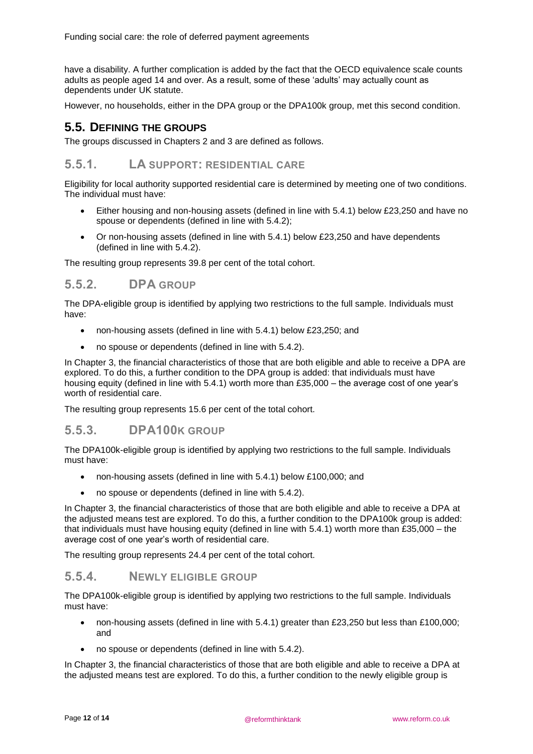have a disability. A further complication is added by the fact that the OECD equivalence scale counts adults as people aged 14 and over. As a result, some of these 'adults' may actually count as dependents under UK statute.

However, no households, either in the DPA group or the DPA100k group, met this second condition.

## 5.5. Defining the groups

The groups discussed in Chapters 2 and 3 are defined as follows.

### 5.5.1. LA support: residential care

Eligibility for local authority supported residential care is determined by meeting one of two conditions. The individual must have:

- Either housing and non-housing assets (defined in line with 5.4.1) below £23,250 and have no spouse or dependents (defined in line with 5.4.2);
- Or non-housing assets (defined in line with 5.4.1) below £23,250 and have dependents (defined in line with 5.4.2).

The resulting group represents 39.8 per cent of the total cohort.

### 5.5.2. DPA group

The DPA-eligible group is identified by applying two restrictions to the full sample. Individuals must have:

- non-housing assets (defined in line with 5.4.1) below £23,250; and
- no spouse or dependents (defined in line with 5.4.2).

In Chapter 3, the financial characteristics of those that are both eligible and able to receive a DPA are explored. To do this, a further condition to the DPA group is added: that individuals must have housing equity (defined in line with 5.4.1) worth more than £35,000 – the average cost of one year's worth of residential care.

The resulting group represents 15.6 per cent of the total cohort.

### 5.5.3. DPA100k group

The DPA100k-eligible group is identified by applying two restrictions to the full sample. Individuals must have:

- non-housing assets (defined in line with 5.4.1) below £100,000; and
- no spouse or dependents (defined in line with 5.4.2).

In Chapter 3, the financial characteristics of those that are both eligible and able to receive a DPA at the adjusted means test are explored. To do this, a further condition to the DPA100k group is added: that individuals must have housing equity (defined in line with 5.4.1) worth more than £35,000 – the average cost of one year's worth of residential care.

The resulting group represents 24.4 per cent of the total cohort.

### 5.5.4. Newly eligible group

The DPA100k-eligible group is identified by applying two restrictions to the full sample. Individuals must have:

- non-housing assets (defined in line with 5.4.1) greater than £23,250 but less than £100,000; and
- no spouse or dependents (defined in line with 5.4.2).

In Chapter 3, the financial characteristics of those that are both eligible and able to receive a DPA at the adjusted means test are explored. To do this, a further condition to the newly eligible group is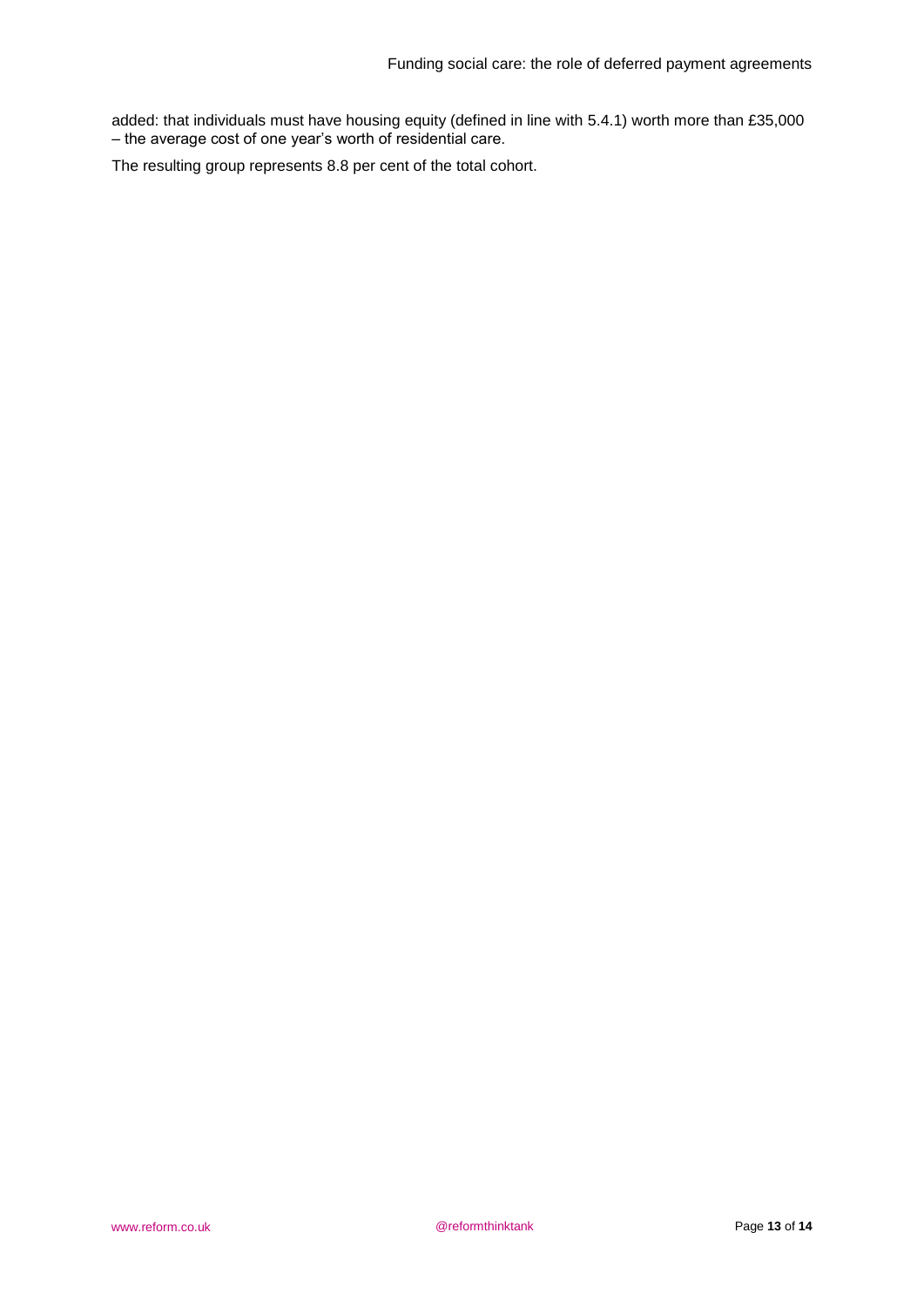added: that individuals must have housing equity (defined in line with 5.4.1) worth more than £35,000 – the average cost of one year's worth of residential care.

The resulting group represents 8.8 per cent of the total cohort.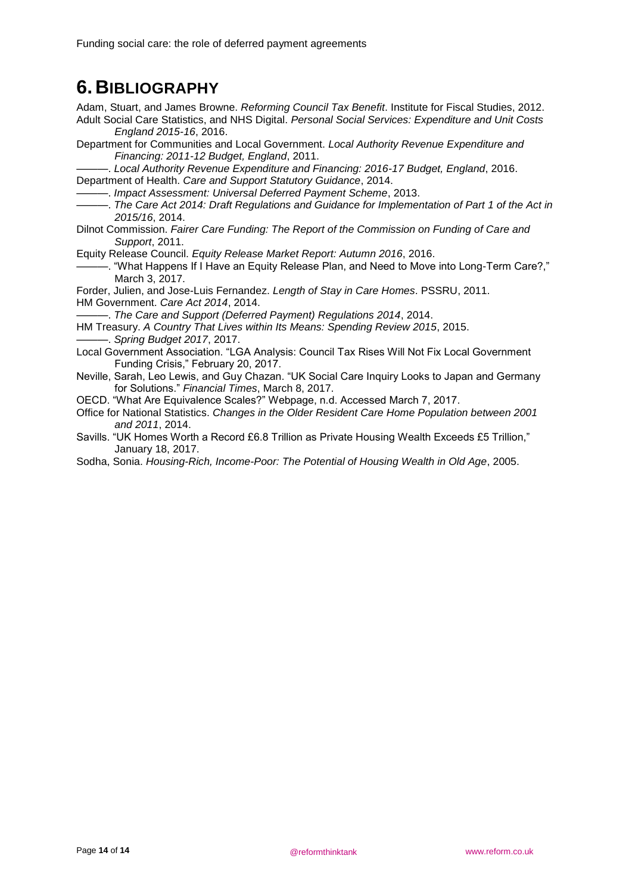# 6. BIBLIOGRAPHY

Adam, Stuart, and James Browne. *Reforming Council Tax Benefit*. Institute for Fiscal Studies, 2012.

Adult Social Care Statistics, and NHS Digital. *Personal Social Services: Expenditure and Unit Costs England 2015-16*, 2016.

Department for Communities and Local Government. *Local Authority Revenue Expenditure and Financing: 2011-12 Budget, England*, 2011.

———. *Local Authority Revenue Expenditure and Financing: 2016-17 Budget, England*, 2016.

Department of Health. *Care and Support Statutory Guidance*, 2014.

———. *Impact Assessment: Universal Deferred Payment Scheme*, 2013.

———. *The Care Act 2014: Draft Regulations and Guidance for Implementation of Part 1 of the Act in 2015/16*, 2014.

Dilnot Commission. *Fairer Care Funding: The Report of the Commission on Funding of Care and Support*, 2011.

Equity Release Council. *Equity Release Market Report: Autumn 2016*, 2016.

———. "What Happens If I Have an Equity Release Plan, and Need to Move into Long-Term Care?," March 3, 2017.

Forder, Julien, and Jose-Luis Fernandez. *Length of Stay in Care Homes*. PSSRU, 2011.

HM Government. *Care Act 2014*, 2014.

———. *The Care and Support (Deferred Payment) Regulations 2014*, 2014.

HM Treasury. *A Country That Lives within Its Means: Spending Review 2015*, 2015.

———. *Spring Budget 2017*, 2017.

Local Government Association. "LGA Analysis: Council Tax Rises Will Not Fix Local Government Funding Crisis," February 20, 2017.

Neville, Sarah, Leo Lewis, and Guy Chazan. "UK Social Care Inquiry Looks to Japan and Germany for Solutions." *Financial Times*, March 8, 2017.

OECD. "What Are Equivalence Scales?" Webpage, n.d. Accessed March 7, 2017.

Office for National Statistics. *Changes in the Older Resident Care Home Population between 2001 and 2011*, 2014.

Savills. "UK Homes Worth a Record £6.8 Trillion as Private Housing Wealth Exceeds £5 Trillion," January 18, 2017.

Sodha, Sonia. *Housing-Rich, Income-Poor: The Potential of Housing Wealth in Old Age*, 2005.